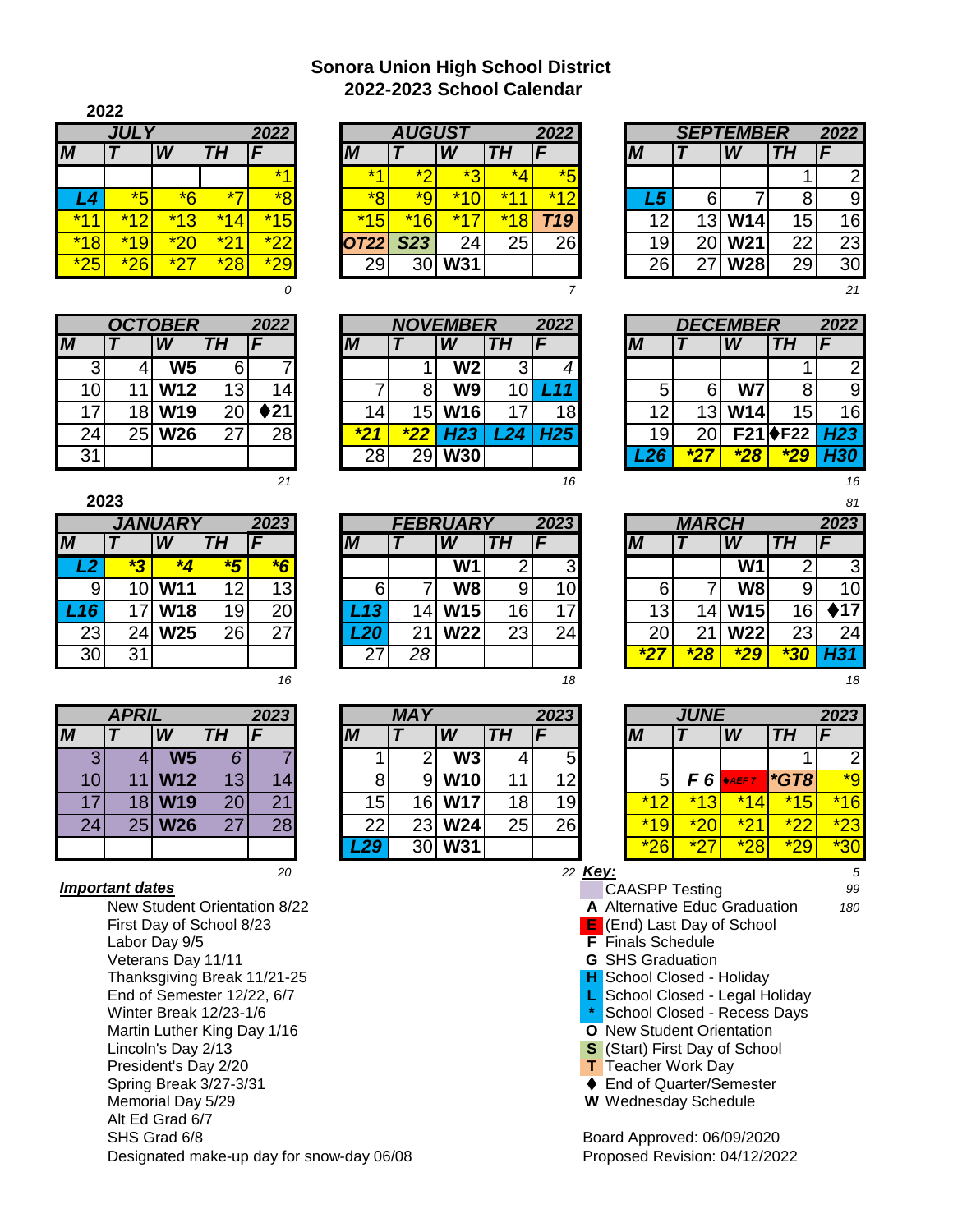# Sonora Union High School District
## 2022-2023 School Calendar

**2022**

| JULY | | | | 2022 |
|---|---|---|---|---|
| M | T | W | TH | F |
| | | | | *1 |
| L4 | *5 | *6 | *7 | *8 |
| *11 | *12 | *13 | *14 | *15 |
| *18 | *19 | *20 | *21 | *22 |
| *25 | *26 | *27 | *28 | *29 |

*0*

| AUGUST | | | | 2022 |
|---|---|---|---|---|
| M | T | W | TH | F |
| *1 | *2 | *3 | *4 | *5 |
| *8 | *9 | *10 | *11 | *12 |
| *15 | *16 | *17 | *18 | T19 |
| OT22 | S23 | 24 | 25 | 26 |
| 29 | 30 | W31 | | |

*7*

| SEPTEMBER | | | | 2022 |
|---|---|---|---|---|
| M | T | W | TH | F |
| | | | 1 | 2 |
| L5 | 6 | 7 | 8 | 9 |
| 12 | 13 | W14 | 15 | 16 |
| 19 | 20 | W21 | 22 | 23 |
| 26 | 27 | W28 | 29 | 30 |

*21*

| OCTOBER | | | | 2022 |
|---|---|---|---|---|
| M | T | W | TH | F |
| 3 | 4 | W5 | 6 | 7 |
| 10 | 11 | W12 | 13 | 14 |
| 17 | 18 | W19 | 20 | ♦21 |
| 24 | 25 | W26 | 27 | 28 |
| 31 | | | | |

*21*

| NOVEMBER | | | | 2022 |
|---|---|---|---|---|
| M | T | W | TH | F |
| | 1 | W2 | 3 | 4 |
| 7 | 8 | W9 | 10 | L11 |
| 14 | 15 | W16 | 17 | 18 |
| *21 | *22 | H23 | L24 | H25 |
| 28 | 29 | W30 | | |

*16*

| DECEMBER | | | | 2022 |
|---|---|---|---|---|
| M | T | W | TH | F |
| | | | 1 | 2 |
| 5 | 6 | W7 | 8 | 9 |
| 12 | 13 | W14 | 15 | 16 |
| 19 | 20 | F21 | ♦F22 | H23 |
| L26 | *27 | *28 | *29 | H30 |

*16*

*81*

**2023**

| JANUARY | | | | 2023 |
|---|---|---|---|---|
| M | T | W | TH | F |
| L2 | *3 | *4 | *5 | *6 |
| 9 | 10 | W11 | 12 | 13 |
| L16 | 17 | W18 | 19 | 20 |
| 23 | 24 | W25 | 26 | 27 |
| 30 | 31 | | | |

*16*

| FEBRUARY | | | | 2023 |
|---|---|---|---|---|
| M | T | W | TH | F |
| | | W1 | 2 | 3 |
| 6 | 7 | W8 | 9 | 10 |
| L13 | 14 | W15 | 16 | 17 |
| L20 | 21 | W22 | 23 | 24 |
| 27 | 28 | | | |

*18*

| MARCH | | | | 2023 |
|---|---|---|---|---|
| M | T | W | TH | F |
| | | W1 | 2 | 3 |
| 6 | 7 | W8 | 9 | 10 |
| 13 | 14 | W15 | 16 | ♦17 |
| 20 | 21 | W22 | 23 | 24 |
| *27 | *28 | *29 | *30 | H31 |

*18*

| APRIL | | | | 2023 |
|---|---|---|---|---|
| M | T | W | TH | F |
| 3 | 4 | W5 | 6 | 7 |
| 10 | 11 | W12 | 13 | 14 |
| 17 | 18 | W19 | 20 | 21 |
| 24 | 25 | W26 | 27 | 28 |
| | | | | |

*20*

| MAY | | | | 2023 |
|---|---|---|---|---|
| M | T | W | TH | F |
| 1 | 2 | W3 | 4 | 5 |
| 8 | 9 | W10 | 11 | 12 |
| 15 | 16 | W17 | 18 | 19 |
| 22 | 23 | W24 | 25 | 26 |
| L29 | 30 | W31 | | |

*22*

| JUNE | | | | 2023 |
|---|---|---|---|---|
| M | T | W | TH | F |
| | | | 1 | 2 |
| 5 | F 6 | ♦AEF 7 | *GT8 | *9 |
| *12 | *13 | *14 | *15 | *16 |
| *19 | *20 | *21 | *22 | *23 |
| *26 | *27 | *28 | *29 | *30 |

*5*

*99*

*180*

**Important dates**

- New Student Orientation 8/22
- First Day of School 8/23
- Labor Day 9/5
- Veterans Day 11/11
- Thanksgiving Break 11/21-25
- End of Semester 12/22, 6/7
- Winter Break 12/23-1/6
- Martin Luther King Day 1/16
- Lincoln's Day 2/13
- President's Day 2/20
- Spring Break 3/27-3/31
- Memorial Day 5/29
- Alt Ed Grad 6/7
- SHS Grad 6/8
- Designated make-up day for snow-day 06/08

**Key:**

- CAASPP Testing
- **A** Alternative Educ Graduation
- **E** (End) Last Day of School
- **F** Finals Schedule
- **G** SHS Graduation
- **H** School Closed - Holiday
- **L** School Closed - Legal Holiday
- **\*** School Closed - Recess Days
- **O** New Student Orientation
- **S** (Start) First Day of School
- **T** Teacher Work Day
- ♦ End of Quarter/Semester
- **W** Wednesday Schedule

Board Approved: 06/09/2020
Proposed Revision: 04/12/2022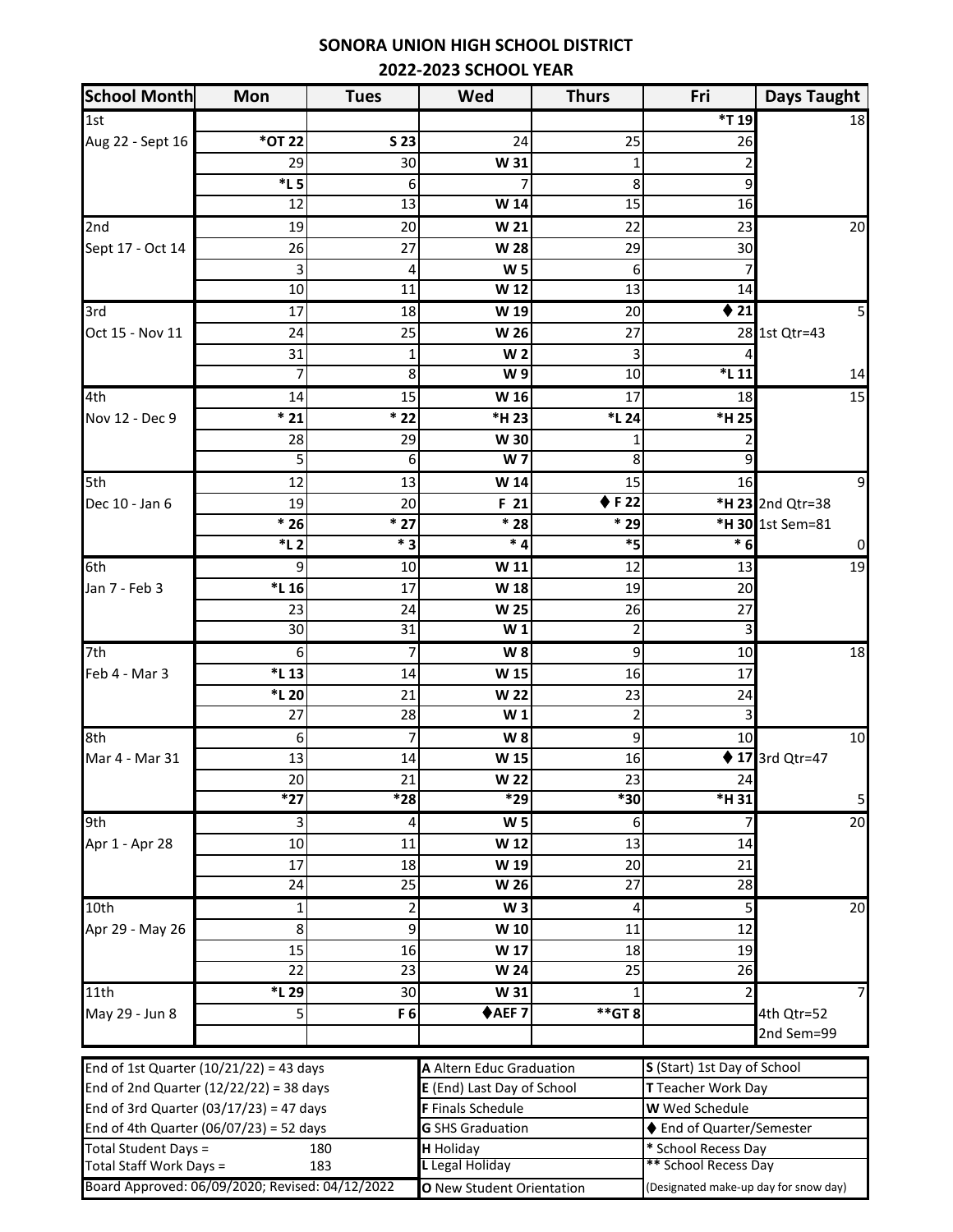# SONORA UNION HIGH SCHOOL DISTRICT
## 2022-2023 SCHOOL YEAR

| School Month | Mon | Tues | Wed | Thurs | Fri | Days Taught |
|---|---|---|---|---|---|---|
| 1st | | | | | *T 19 | 18 |
| Aug 22 - Sept 16 | *OT 22 | S 23 | 24 | 25 | 26 | |
| | 29 | 30 | W 31 | 1 | 2 | |
| | *L 5 | 6 | 7 | 8 | 9 | |
| | 12 | 13 | W 14 | 15 | 16 | |
| 2nd | 19 | 20 | W 21 | 22 | 23 | 20 |
| Sept 17 - Oct 14 | 26 | 27 | W 28 | 29 | 30 | |
| | 3 | 4 | W 5 | 6 | 7 | |
| | 10 | 11 | W 12 | 13 | 14 | |
| 3rd | 17 | 18 | W 19 | 20 | ♦ 21 | 5 |
| Oct 15 - Nov 11 | 24 | 25 | W 26 | 27 | 28 | 1st Qtr=43 |
| | 31 | 1 | W 2 | 3 | 4 | |
| | 7 | 8 | W 9 | 10 | *L 11 | 14 |
| 4th | 14 | 15 | W 16 | 17 | 18 | 15 |
| Nov 12 - Dec 9 | * 21 | * 22 | *H 23 | *L 24 | *H 25 | |
| | 28 | 29 | W 30 | 1 | 2 | |
| | 5 | 6 | W 7 | 8 | 9 | |
| 5th | 12 | 13 | W 14 | 15 | 16 | 9 |
| Dec 10 - Jan 6 | 19 | 20 | F 21 | ♦ F 22 | *H 23 | 2nd Qtr=38 |
| | * 26 | * 27 | * 28 | * 29 | *H 30 | 1st Sem=81 |
| | *L 2 | * 3 | * 4 | *5 | * 6 | 0 |
| 6th | 9 | 10 | W 11 | 12 | 13 | 19 |
| Jan 7 - Feb 3 | *L 16 | 17 | W 18 | 19 | 20 | |
| | 23 | 24 | W 25 | 26 | 27 | |
| | 30 | 31 | W 1 | 2 | 3 | |
| 7th | 6 | 7 | W 8 | 9 | 10 | 18 |
| Feb 4 - Mar 3 | *L 13 | 14 | W 15 | 16 | 17 | |
| | *L 20 | 21 | W 22 | 23 | 24 | |
| | 27 | 28 | W 1 | 2 | 3 | |
| 8th | 6 | 7 | W 8 | 9 | 10 | 10 |
| Mar 4 - Mar 31 | 13 | 14 | W 15 | 16 | ♦ 17 | 3rd Qtr=47 |
| | 20 | 21 | W 22 | 23 | 24 | |
| | *27 | *28 | *29 | *30 | *H 31 | 5 |
| 9th | 3 | 4 | W 5 | 6 | 7 | 20 |
| Apr 1 - Apr 28 | 10 | 11 | W 12 | 13 | 14 | |
| | 17 | 18 | W 19 | 20 | 21 | |
| | 24 | 25 | W 26 | 27 | 28 | |
| 10th | 1 | 2 | W 3 | 4 | 5 | 20 |
| Apr 29 - May 26 | 8 | 9 | W 10 | 11 | 12 | |
| | 15 | 16 | W 17 | 18 | 19 | |
| | 22 | 23 | W 24 | 25 | 26 | |
| 11th | *L 29 | 30 | W 31 | 1 | 2 | 7 |
| May 29 - Jun 8 | 5 | F 6 | ♦AEF 7 | **GT 8 | | 4th Qtr=52 |
| | | | | | | 2nd Sem=99 |

| | | | |
|---|---|---|---|
| End of 1st Quarter (10/21/22) = 43 days | | A Altern Educ Graduation | S (Start) 1st Day of School |
| End of 2nd Quarter (12/22/22) = 38 days | | E (End) Last Day of School | T Teacher Work Day |
| End of 3rd Quarter (03/17/23) = 47 days | | F Finals Schedule | W Wed Schedule |
| End of 4th Quarter (06/07/23) = 52 days | | G SHS Graduation | ♦ End of Quarter/Semester |
| Total Student Days = | 180 | H Holiday | * School Recess Day |
| Total Staff Work Days = | 183 | L Legal Holiday | ** School Recess Day |
| Board Approved: 06/09/2020; Revised: 04/12/2022 | | O New Student Orientation | (Designated make-up day for snow day) |